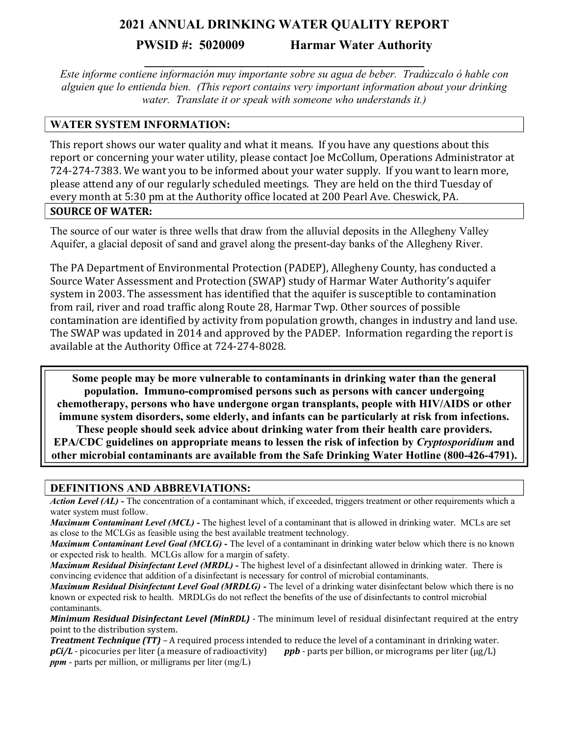# 2021 ANNUAL DRINKING WATER QUALITY REPORT

## PWSID #: 5020009 Harmar Water Authority

*Este informe contiene información muy importante sobre su agua de beber. Tradúzcalo ó hable con alguien que lo entienda bien. (This report contains very important information about your drinking water. Translate it or speak with someone who understands it.)*

## WATER SYSTEM INFORMATION:

This report shows our water quality and what it means. If you have any questions about this report or concerning your water utility, please contact Joe McCollum, Operations Administrator at 724-274-7383. We want you to be informed about your water supply. If you want to learn more, please attend any of our regularly scheduled meetings. They are held on the third Tuesday of every month at 5:30 pm at the Authority office located at 200 Pearl Ave. Cheswick, PA.

## SOURCE OF WATER:

The source of our water is three wells that draw from the alluvial deposits in the Allegheny Valley Aquifer, a glacial deposit of sand and gravel along the present-day banks of the Allegheny River.

The PA Department of Environmental Protection (PADEP), Allegheny County, has conducted a Source Water Assessment and Protection (SWAP) study of Harmar Water Authority's aquifer system in 2003. The assessment has identified that the aquifer is susceptible to contamination from rail, river and road traffic along Route 28, Harmar Twp. Other sources of possible contamination are identified by activity from population growth, changes in industry and land use. The SWAP was updated in 2014 and approved by the PADEP. Information regarding the report is available at the Authority Office at 724-274-8028.

**Some people may be more vulnerable to contaminants in drinking water than the general population. Immuno-compromised persons such as persons with cancer undergoing chemotherapy, persons who have undergone organ transplants, people with HIV/AIDS or other immune system disorders, some elderly, and infants can be particularly at risk from infections. These people should seek advice about drinking water from their health care providers. EPA/CDC guidelines on appropriate means to lessen the risk of infection by *Cryptosporidium* and other microbial contaminants are available from the Safe Drinking Water Hotline (800-426-4791).**

## DEFINITIONS AND ABBREVIATIONS:

***Action Level (AL)*** **-** The concentration of a contaminant which, if exceeded, triggers treatment or other requirements which a water system must follow.

***Maximum Contaminant Level (MCL)*** **-** The highest level of a contaminant that is allowed in drinking water. MCLs are set as close to the MCLGs as feasible using the best available treatment technology.

***Maximum Contaminant Level Goal (MCLG)*** **-** The level of a contaminant in drinking water below which there is no known or expected risk to health. MCLGs allow for a margin of safety.

***Maximum Residual Disinfectant Level (MRDL)*** **-** The highest level of a disinfectant allowed in drinking water. There is convincing evidence that addition of a disinfectant is necessary for control of microbial contaminants.

***Maximum Residual Disinfectant Level Goal (MRDLG)*** **-** The level of a drinking water disinfectant below which there is no known or expected risk to health. MRDLGs do not reflect the benefits of the use of disinfectants to control microbial contaminants.

***Minimum Residual Disinfectant Level (MinRDL)*** - The minimum level of residual disinfectant required at the entry point to the distribution system.

***Treatment Technique (TT)*** – A required process intended to reduce the level of a contaminant in drinking water.

***pCi/L*** - picocuries per liter (a measure of radioactivity)

***ppb*** - parts per billion, or micrograms per liter (μg/L)

***ppm*** - parts per million, or milligrams per liter (mg/L)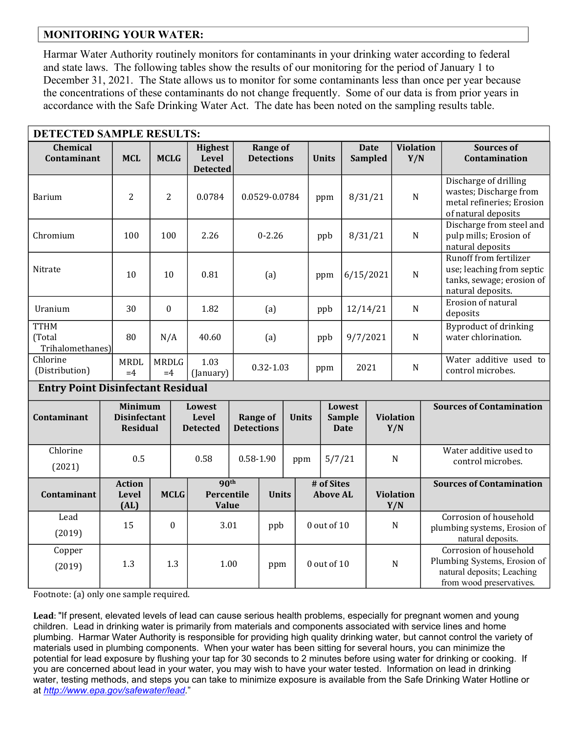## MONITORING YOUR WATER:

Harmar Water Authority routinely monitors for contaminants in your drinking water according to federal and state laws. The following tables show the results of our monitoring for the period of January 1 to December 31, 2021. The State allows us to monitor for some contaminants less than once per year because the concentrations of these contaminants do not change frequently. Some of our data is from prior years in accordance with the Safe Drinking Water Act. The date has been noted on the sampling results table.

## DETECTED SAMPLE RESULTS:

| Chemical Contaminant | MCL | MCLG | Highest Level Detected | Range of Detections | Units | Date Sampled | Violation Y/N | Sources of Contamination |
|---|---|---|---|---|---|---|---|---|
| Barium | 2 | 2 | 0.0784 | 0.0529-0.0784 | ppm | 8/31/21 | N | Discharge of drilling wastes; Discharge from metal refineries; Erosion of natural deposits |
| Chromium | 100 | 100 | 2.26 | 0-2.26 | ppb | 8/31/21 | N | Discharge from steel and pulp mills; Erosion of natural deposits |
| Nitrate | 10 | 10 | 0.81 | (a) | ppm | 6/15/2021 | N | Runoff from fertilizer use; leaching from septic tanks, sewage; erosion of natural deposits. |
| Uranium | 30 | 0 | 1.82 | (a) | ppb | 12/14/21 | N | Erosion of natural deposits |
| TTHM (Total Trihalomethanes) | 80 | N/A | 40.60 | (a) | ppb | 9/7/2021 | N | Byproduct of drinking water chlorination. |
| Chlorine (Distribution) | MRDL =4 | MRDLG =4 | 1.03 (January) | 0.32-1.03 | ppm | 2021 | N | Water additive used to control microbes. |

### Entry Point Disinfectant Residual

| Contaminant | Minimum Disinfectant Residual | Lowest Level Detected | Range of Detections | Units | Lowest Sample Date | Violation Y/N | Sources of Contamination |
|---|---|---|---|---|---|---|---|
| Chlorine (2021) | 0.5 | 0.58 | 0.58-1.90 | ppm | 5/7/21 | N | Water additive used to control microbes. |

| Contaminant | Action Level (AL) | MCLG | 90th Percentile Value | Units | # of Sites Above AL | Violation Y/N | Sources of Contamination |
|---|---|---|---|---|---|---|---|
| Lead (2019) | 15 | 0 | 3.01 | ppb | 0 out of 10 | N | Corrosion of household plumbing systems, Erosion of natural deposits. |
| Copper (2019) | 1.3 | 1.3 | 1.00 | ppm | 0 out of 10 | N | Corrosion of household Plumbing Systems, Erosion of natural deposits; Leaching from wood preservatives. |

Footnote: (a) only one sample required.

**Lead**: "If present, elevated levels of lead can cause serious health problems, especially for pregnant women and young children. Lead in drinking water is primarily from materials and components associated with service lines and home plumbing. Harmar Water Authority is responsible for providing high quality drinking water, but cannot control the variety of materials used in plumbing components. When your water has been sitting for several hours, you can minimize the potential for lead exposure by flushing your tap for 30 seconds to 2 minutes before using water for drinking or cooking. If you are concerned about lead in your water, you may wish to have your water tested. Information on lead in drinking water, testing methods, and steps you can take to minimize exposure is available from the Safe Drinking Water Hotline or at *http://www.epa.gov/safewater/lead*."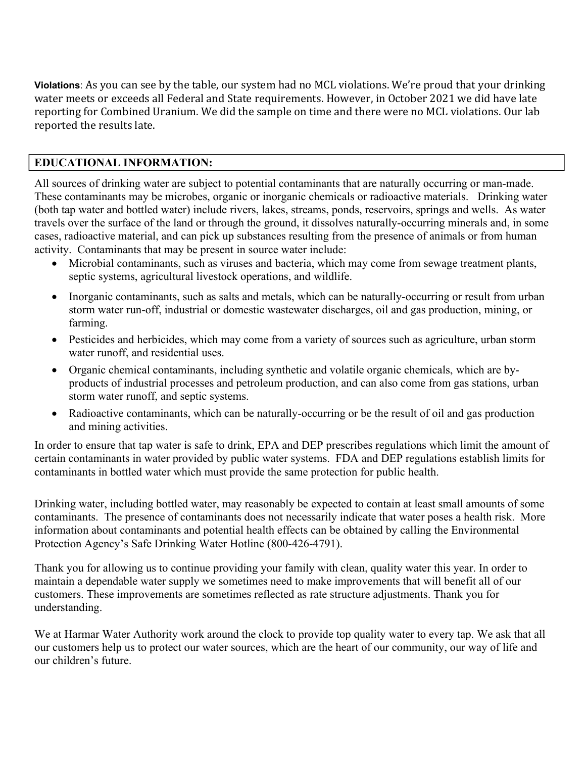**Violations**: As you can see by the table, our system had no MCL violations. We're proud that your drinking water meets or exceeds all Federal and State requirements. However, in October 2021 we did have late reporting for Combined Uranium. We did the sample on time and there were no MCL violations. Our lab reported the results late.

## EDUCATIONAL INFORMATION:

All sources of drinking water are subject to potential contaminants that are naturally occurring or man-made. These contaminants may be microbes, organic or inorganic chemicals or radioactive materials. Drinking water (both tap water and bottled water) include rivers, lakes, streams, ponds, reservoirs, springs and wells. As water travels over the surface of the land or through the ground, it dissolves naturally-occurring minerals and, in some cases, radioactive material, and can pick up substances resulting from the presence of animals or from human activity. Contaminants that may be present in source water include:

- Microbial contaminants, such as viruses and bacteria, which may come from sewage treatment plants, septic systems, agricultural livestock operations, and wildlife.
- Inorganic contaminants, such as salts and metals, which can be naturally-occurring or result from urban storm water run-off, industrial or domestic wastewater discharges, oil and gas production, mining, or farming.
- Pesticides and herbicides, which may come from a variety of sources such as agriculture, urban storm water runoff, and residential uses.
- Organic chemical contaminants, including synthetic and volatile organic chemicals, which are by-products of industrial processes and petroleum production, and can also come from gas stations, urban storm water runoff, and septic systems.
- Radioactive contaminants, which can be naturally-occurring or be the result of oil and gas production and mining activities.

In order to ensure that tap water is safe to drink, EPA and DEP prescribes regulations which limit the amount of certain contaminants in water provided by public water systems. FDA and DEP regulations establish limits for contaminants in bottled water which must provide the same protection for public health.

Drinking water, including bottled water, may reasonably be expected to contain at least small amounts of some contaminants. The presence of contaminants does not necessarily indicate that water poses a health risk. More information about contaminants and potential health effects can be obtained by calling the Environmental Protection Agency's Safe Drinking Water Hotline (800-426-4791).

Thank you for allowing us to continue providing your family with clean, quality water this year. In order to maintain a dependable water supply we sometimes need to make improvements that will benefit all of our customers. These improvements are sometimes reflected as rate structure adjustments. Thank you for understanding.

We at Harmar Water Authority work around the clock to provide top quality water to every tap. We ask that all our customers help us to protect our water sources, which are the heart of our community, our way of life and our children's future.